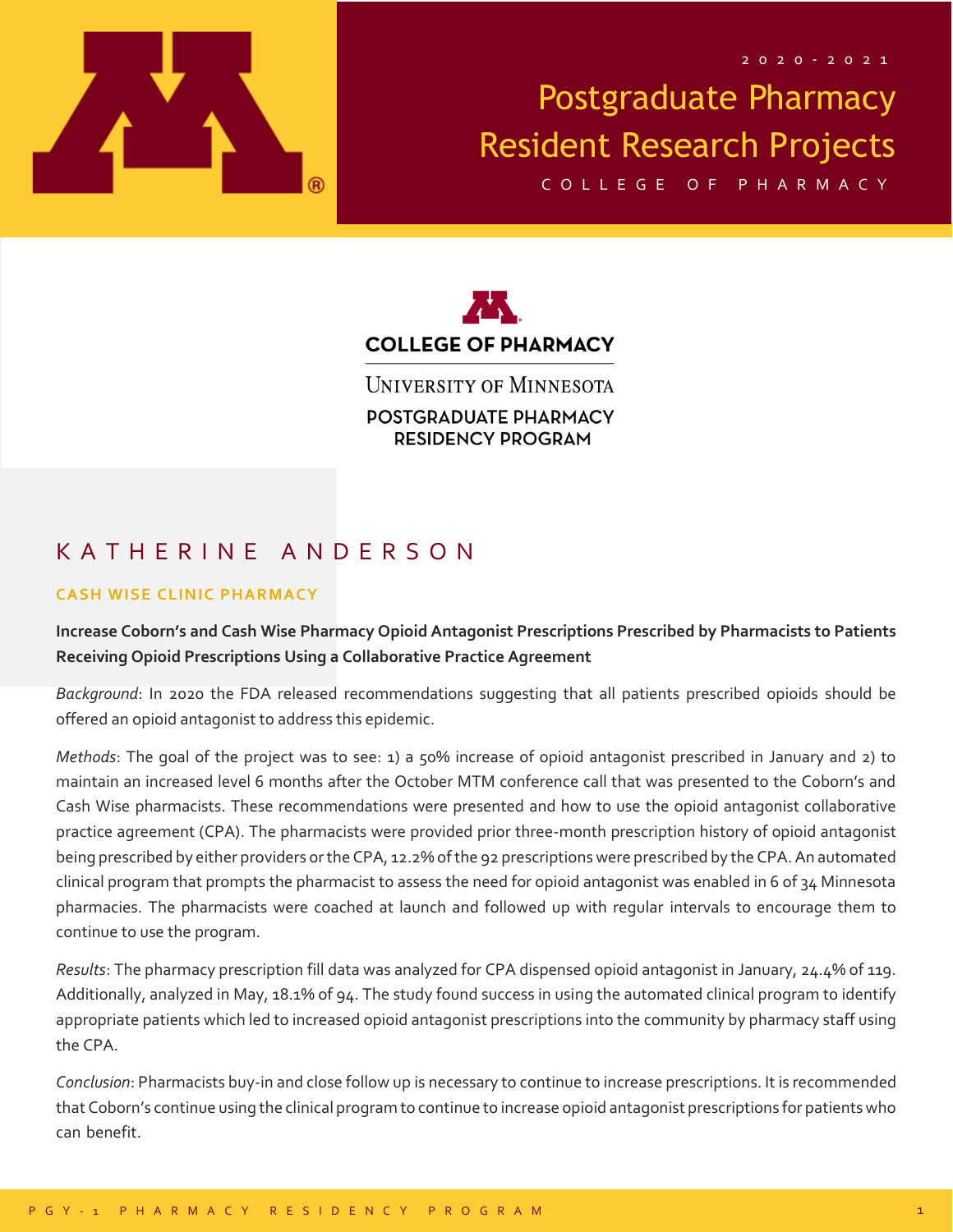2020-2021

# Postgraduate Pharmacy Resident Research Projects

COLLEGE OF PHARMACY

COLLEGE OF PHARMACY

UNIVERSITY OF MINNESOTA

POSTGRADUATE PHARMACY RESIDENCY PROGRAM

## KATHERINE ANDERSON

### CASH WISE CLINIC PHARMACY

**Increase Coborn's and Cash Wise Pharmacy Opioid Antagonist Prescriptions Prescribed by Pharmacists to Patients Receiving Opioid Prescriptions Using a Collaborative Practice Agreement**

*Background*: In 2020 the FDA released recommendations suggesting that all patients prescribed opioids should be offered an opioid antagonist to address this epidemic.

*Methods*: The goal of the project was to see: 1) a 50% increase of opioid antagonist prescribed in January and 2) to maintain an increased level 6 months after the October MTM conference call that was presented to the Coborn's and Cash Wise pharmacists. These recommendations were presented and how to use the opioid antagonist collaborative practice agreement (CPA). The pharmacists were provided prior three-month prescription history of opioid antagonist being prescribed by either providers or the CPA, 12.2% of the 92 prescriptions were prescribed by the CPA. An automated clinical program that prompts the pharmacist to assess the need for opioid antagonist was enabled in 6 of 34 Minnesota pharmacies. The pharmacists were coached at launch and followed up with regular intervals to encourage them to continue to use the program.

*Results*: The pharmacy prescription fill data was analyzed for CPA dispensed opioid antagonist in January, 24.4% of 119. Additionally, analyzed in May, 18.1% of 94. The study found success in using the automated clinical program to identify appropriate patients which led to increased opioid antagonist prescriptions into the community by pharmacy staff using the CPA.

*Conclusion*: Pharmacists buy-in and close follow up is necessary to continue to increase prescriptions. It is recommended that Coborn's continue using the clinical program to continue to increase opioid antagonist prescriptions for patients who can benefit.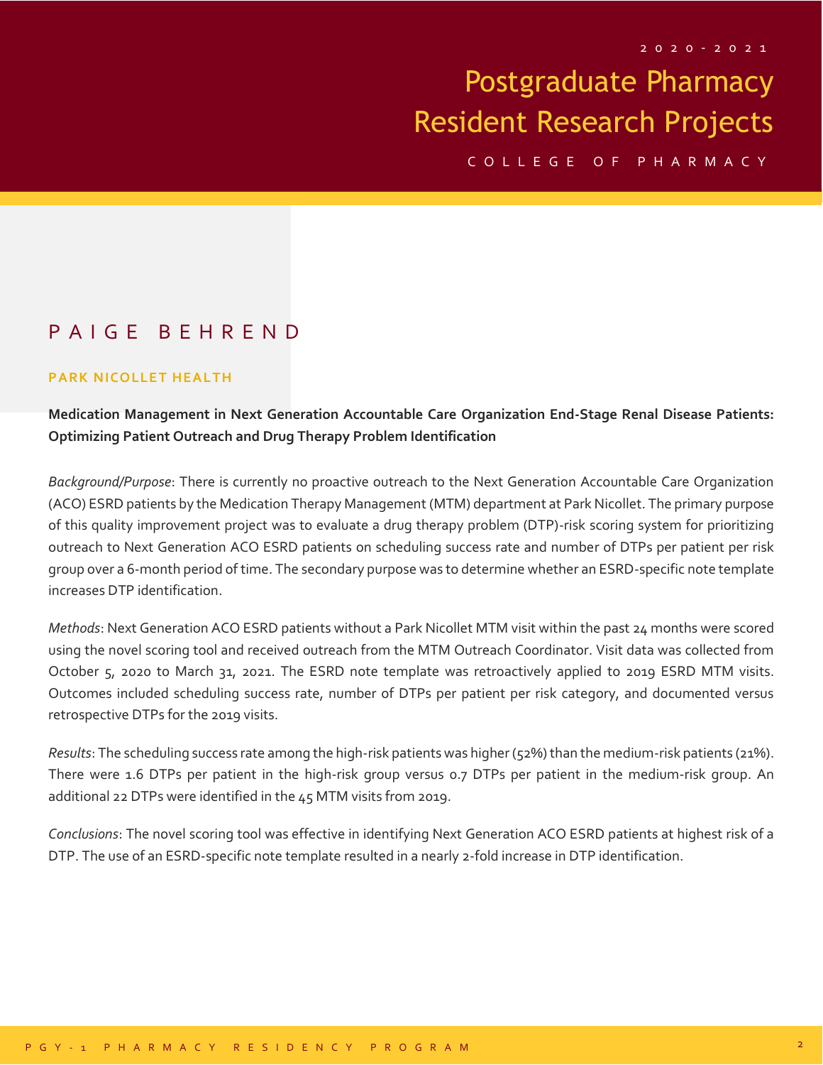# PAIGE BEHREND

**PARK NICOLLET HEALTH**

**Medication Management in Next Generation Accountable Care Organization End-Stage Renal Disease Patients: Optimizing Patient Outreach and Drug Therapy Problem Identification**

*Background/Purpose*: There is currently no proactive outreach to the Next Generation Accountable Care Organization (ACO) ESRD patients by the Medication Therapy Management (MTM) department at Park Nicollet. The primary purpose of this quality improvement project was to evaluate a drug therapy problem (DTP)-risk scoring system for prioritizing outreach to Next Generation ACO ESRD patients on scheduling success rate and number of DTPs per patient per risk group over a 6-month period of time. The secondary purpose was to determine whether an ESRD-specific note template increases DTP identification.

*Methods*: Next Generation ACO ESRD patients without a Park Nicollet MTM visit within the past 24 months were scored using the novel scoring tool and received outreach from the MTM Outreach Coordinator. Visit data was collected from October 5, 2020 to March 31, 2021. The ESRD note template was retroactively applied to 2019 ESRD MTM visits. Outcomes included scheduling success rate, number of DTPs per patient per risk category, and documented versus retrospective DTPs for the 2019 visits.

*Results*: The scheduling success rate among the high-risk patients was higher (52%) than the medium-risk patients (21%). There were 1.6 DTPs per patient in the high-risk group versus 0.7 DTPs per patient in the medium-risk group. An additional 22 DTPs were identified in the 45 MTM visits from 2019.

*Conclusions*: The novel scoring tool was effective in identifying Next Generation ACO ESRD patients at highest risk of a DTP. The use of an ESRD-specific note template resulted in a nearly 2-fold increase in DTP identification.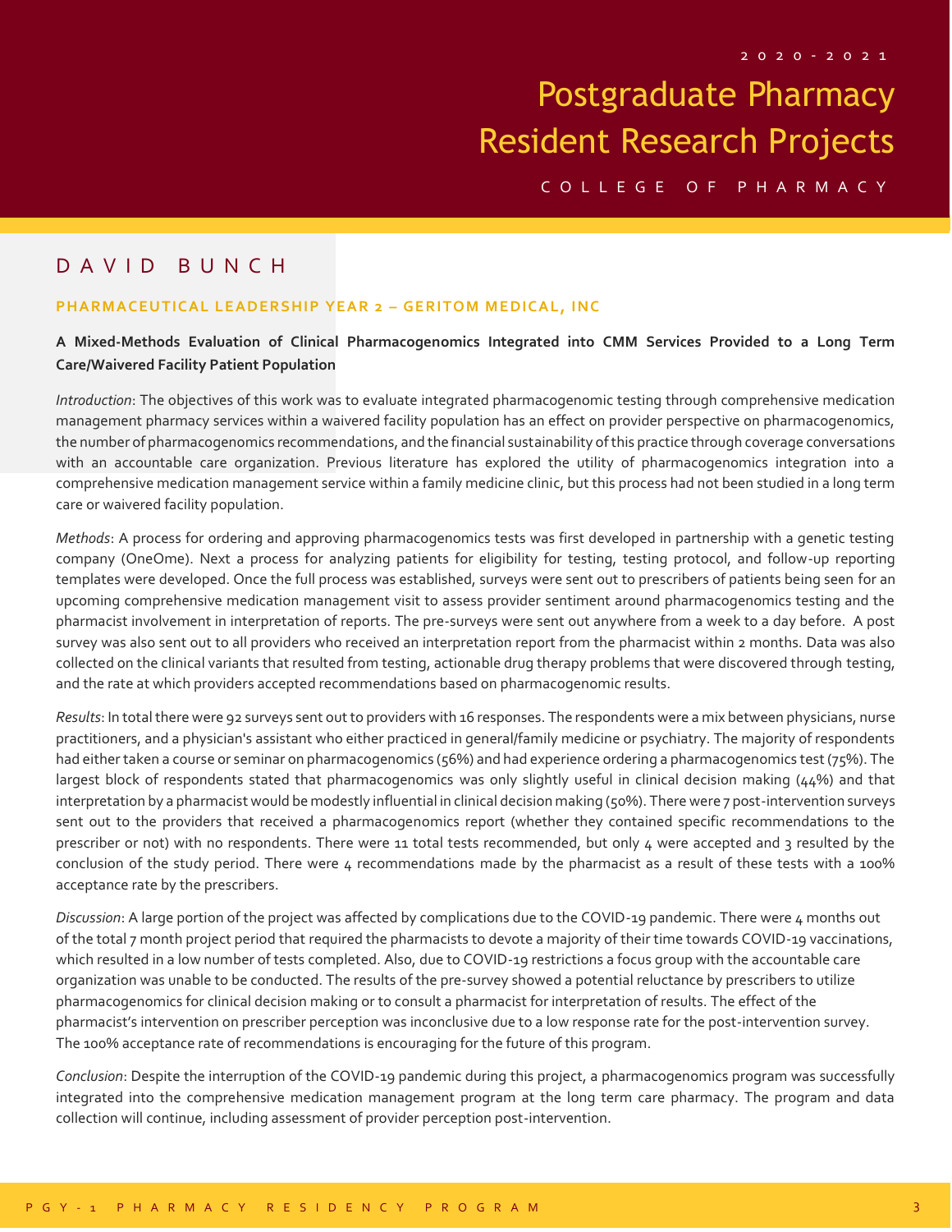# DAVID BUNCH

**PHARMACEUTICAL LEADERSHIP YEAR 2 – GERITOM MEDICAL, INC**

**A Mixed-Methods Evaluation of Clinical Pharmacogenomics Integrated into CMM Services Provided to a Long Term Care/Waivered Facility Patient Population**

*Introduction*: The objectives of this work was to evaluate integrated pharmacogenomic testing through comprehensive medication management pharmacy services within a waivered facility population has an effect on provider perspective on pharmacogenomics, the number of pharmacogenomics recommendations, and the financial sustainability of this practice through coverage conversations with an accountable care organization. Previous literature has explored the utility of pharmacogenomics integration into a comprehensive medication management service within a family medicine clinic, but this process had not been studied in a long term care or waivered facility population.

*Methods*: A process for ordering and approving pharmacogenomics tests was first developed in partnership with a genetic testing company (OneOme). Next a process for analyzing patients for eligibility for testing, testing protocol, and follow-up reporting templates were developed. Once the full process was established, surveys were sent out to prescribers of patients being seen for an upcoming comprehensive medication management visit to assess provider sentiment around pharmacogenomics testing and the pharmacist involvement in interpretation of reports. The pre-surveys were sent out anywhere from a week to a day before. A post survey was also sent out to all providers who received an interpretation report from the pharmacist within 2 months. Data was also collected on the clinical variants that resulted from testing, actionable drug therapy problems that were discovered through testing, and the rate at which providers accepted recommendations based on pharmacogenomic results.

*Results*: In total there were 92 surveys sent out to providers with 16 responses. The respondents were a mix between physicians, nurse practitioners, and a physician's assistant who either practiced in general/family medicine or psychiatry. The majority of respondents had either taken a course or seminar on pharmacogenomics (56%) and had experience ordering a pharmacogenomics test (75%). The largest block of respondents stated that pharmacogenomics was only slightly useful in clinical decision making (44%) and that interpretation by a pharmacist would be modestly influential in clinical decision making (50%). There were 7 post-intervention surveys sent out to the providers that received a pharmacogenomics report (whether they contained specific recommendations to the prescriber or not) with no respondents. There were 11 total tests recommended, but only 4 were accepted and 3 resulted by the conclusion of the study period. There were 4 recommendations made by the pharmacist as a result of these tests with a 100% acceptance rate by the prescribers.

*Discussion*: A large portion of the project was affected by complications due to the COVID-19 pandemic. There were 4 months out of the total 7 month project period that required the pharmacists to devote a majority of their time towards COVID-19 vaccinations, which resulted in a low number of tests completed. Also, due to COVID-19 restrictions a focus group with the accountable care organization was unable to be conducted. The results of the pre-survey showed a potential reluctance by prescribers to utilize pharmacogenomics for clinical decision making or to consult a pharmacist for interpretation of results. The effect of the pharmacist's intervention on prescriber perception was inconclusive due to a low response rate for the post-intervention survey. The 100% acceptance rate of recommendations is encouraging for the future of this program.

*Conclusion*: Despite the interruption of the COVID-19 pandemic during this project, a pharmacogenomics program was successfully integrated into the comprehensive medication management program at the long term care pharmacy. The program and data collection will continue, including assessment of provider perception post-intervention.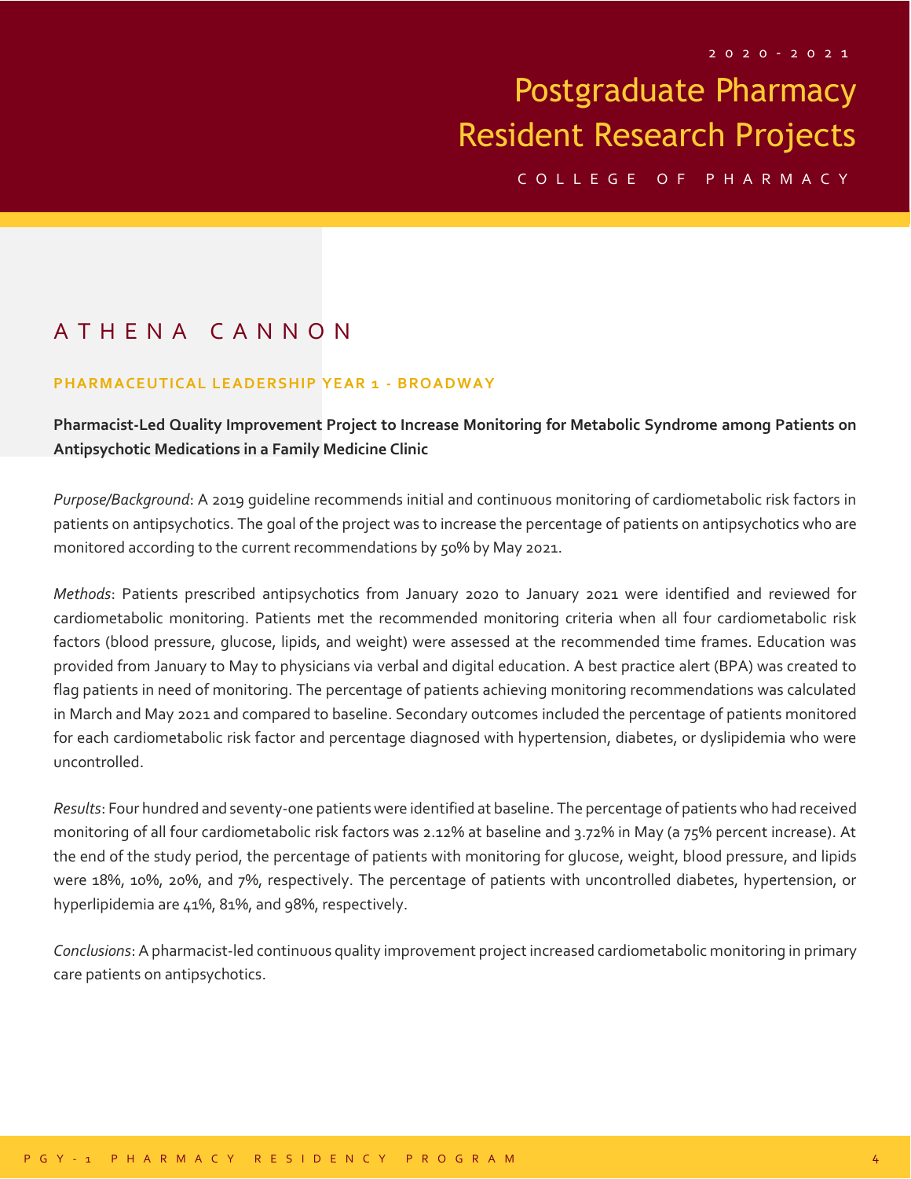# ATHENA CANNON

### PHARMACEUTICAL LEADERSHIP YEAR 1 - BROADWAY

**Pharmacist-Led Quality Improvement Project to Increase Monitoring for Metabolic Syndrome among Patients on Antipsychotic Medications in a Family Medicine Clinic**

*Purpose/Background*: A 2019 guideline recommends initial and continuous monitoring of cardiometabolic risk factors in patients on antipsychotics. The goal of the project was to increase the percentage of patients on antipsychotics who are monitored according to the current recommendations by 50% by May 2021.

*Methods*: Patients prescribed antipsychotics from January 2020 to January 2021 were identified and reviewed for cardiometabolic monitoring. Patients met the recommended monitoring criteria when all four cardiometabolic risk factors (blood pressure, glucose, lipids, and weight) were assessed at the recommended time frames. Education was provided from January to May to physicians via verbal and digital education. A best practice alert (BPA) was created to flag patients in need of monitoring. The percentage of patients achieving monitoring recommendations was calculated in March and May 2021 and compared to baseline. Secondary outcomes included the percentage of patients monitored for each cardiometabolic risk factor and percentage diagnosed with hypertension, diabetes, or dyslipidemia who were uncontrolled.

*Results*: Four hundred and seventy-one patients were identified at baseline. The percentage of patients who had received monitoring of all four cardiometabolic risk factors was 2.12% at baseline and 3.72% in May (a 75% percent increase). At the end of the study period, the percentage of patients with monitoring for glucose, weight, blood pressure, and lipids were 18%, 10%, 20%, and 7%, respectively. The percentage of patients with uncontrolled diabetes, hypertension, or hyperlipidemia are 41%, 81%, and 98%, respectively.

*Conclusions*: A pharmacist-led continuous quality improvement project increased cardiometabolic monitoring in primary care patients on antipsychotics.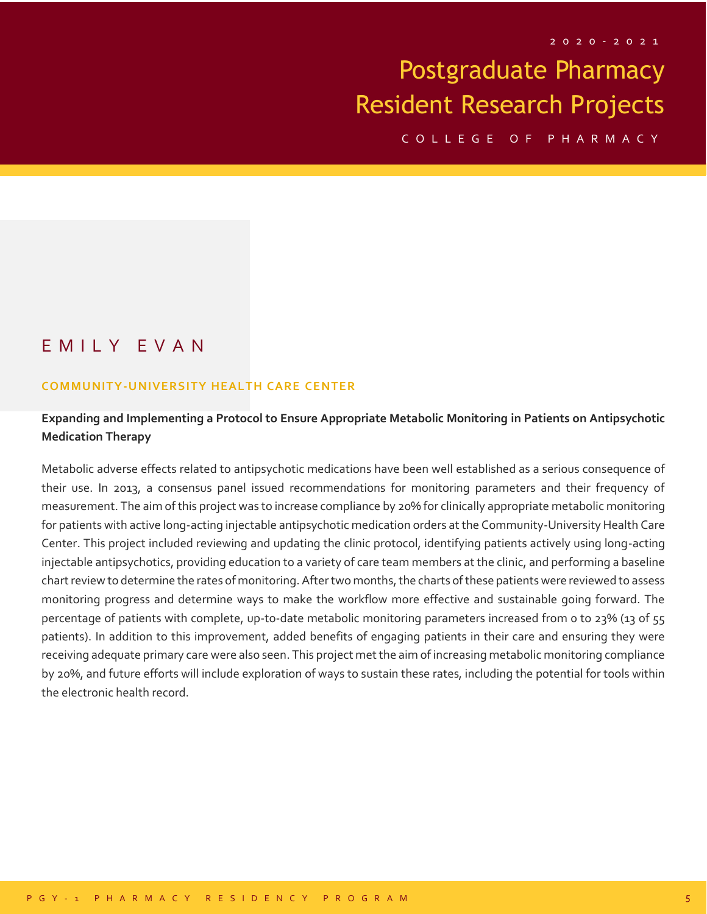## EMILY EVAN

**COMMUNITY-UNIVERSITY HEALTH CARE CENTER**

**Expanding and Implementing a Protocol to Ensure Appropriate Metabolic Monitoring in Patients on Antipsychotic Medication Therapy**

Metabolic adverse effects related to antipsychotic medications have been well established as a serious consequence of their use. In 2013, a consensus panel issued recommendations for monitoring parameters and their frequency of measurement. The aim of this project was to increase compliance by 20% for clinically appropriate metabolic monitoring for patients with active long-acting injectable antipsychotic medication orders at the Community-University Health Care Center. This project included reviewing and updating the clinic protocol, identifying patients actively using long-acting injectable antipsychotics, providing education to a variety of care team members at the clinic, and performing a baseline chart review to determine the rates of monitoring. After two months, the charts of these patients were reviewed to assess monitoring progress and determine ways to make the workflow more effective and sustainable going forward. The percentage of patients with complete, up-to-date metabolic monitoring parameters increased from 0 to 23% (13 of 55 patients). In addition to this improvement, added benefits of engaging patients in their care and ensuring they were receiving adequate primary care were also seen. This project met the aim of increasing metabolic monitoring compliance by 20%, and future efforts will include exploration of ways to sustain these rates, including the potential for tools within the electronic health record.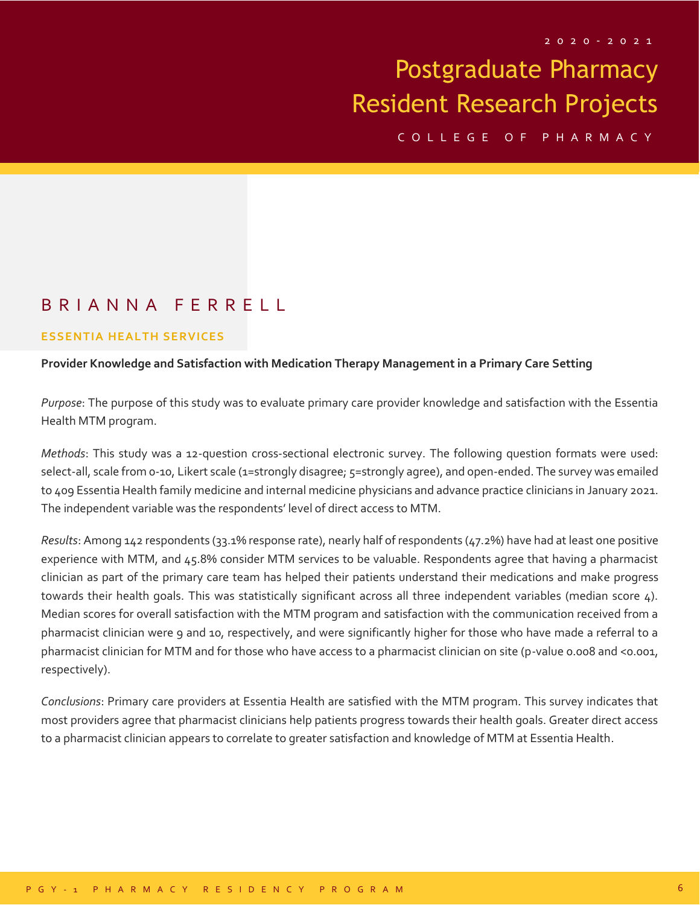## BRIANNA FERRELL

**ESSENTIA HEALTH SERVICES**

**Provider Knowledge and Satisfaction with Medication Therapy Management in a Primary Care Setting**

*Purpose*: The purpose of this study was to evaluate primary care provider knowledge and satisfaction with the Essentia Health MTM program.

*Methods*: This study was a 12-question cross-sectional electronic survey. The following question formats were used: select-all, scale from 0-10, Likert scale (1=strongly disagree; 5=strongly agree), and open-ended. The survey was emailed to 409 Essentia Health family medicine and internal medicine physicians and advance practice clinicians in January 2021. The independent variable was the respondents' level of direct access to MTM.

*Results*: Among 142 respondents (33.1% response rate), nearly half of respondents (47.2%) have had at least one positive experience with MTM, and 45.8% consider MTM services to be valuable. Respondents agree that having a pharmacist clinician as part of the primary care team has helped their patients understand their medications and make progress towards their health goals. This was statistically significant across all three independent variables (median score 4). Median scores for overall satisfaction with the MTM program and satisfaction with the communication received from a pharmacist clinician were 9 and 10, respectively, and were significantly higher for those who have made a referral to a pharmacist clinician for MTM and for those who have access to a pharmacist clinician on site (p-value 0.008 and <0.001, respectively).

*Conclusions*: Primary care providers at Essentia Health are satisfied with the MTM program. This survey indicates that most providers agree that pharmacist clinicians help patients progress towards their health goals. Greater direct access to a pharmacist clinician appears to correlate to greater satisfaction and knowledge of MTM at Essentia Health.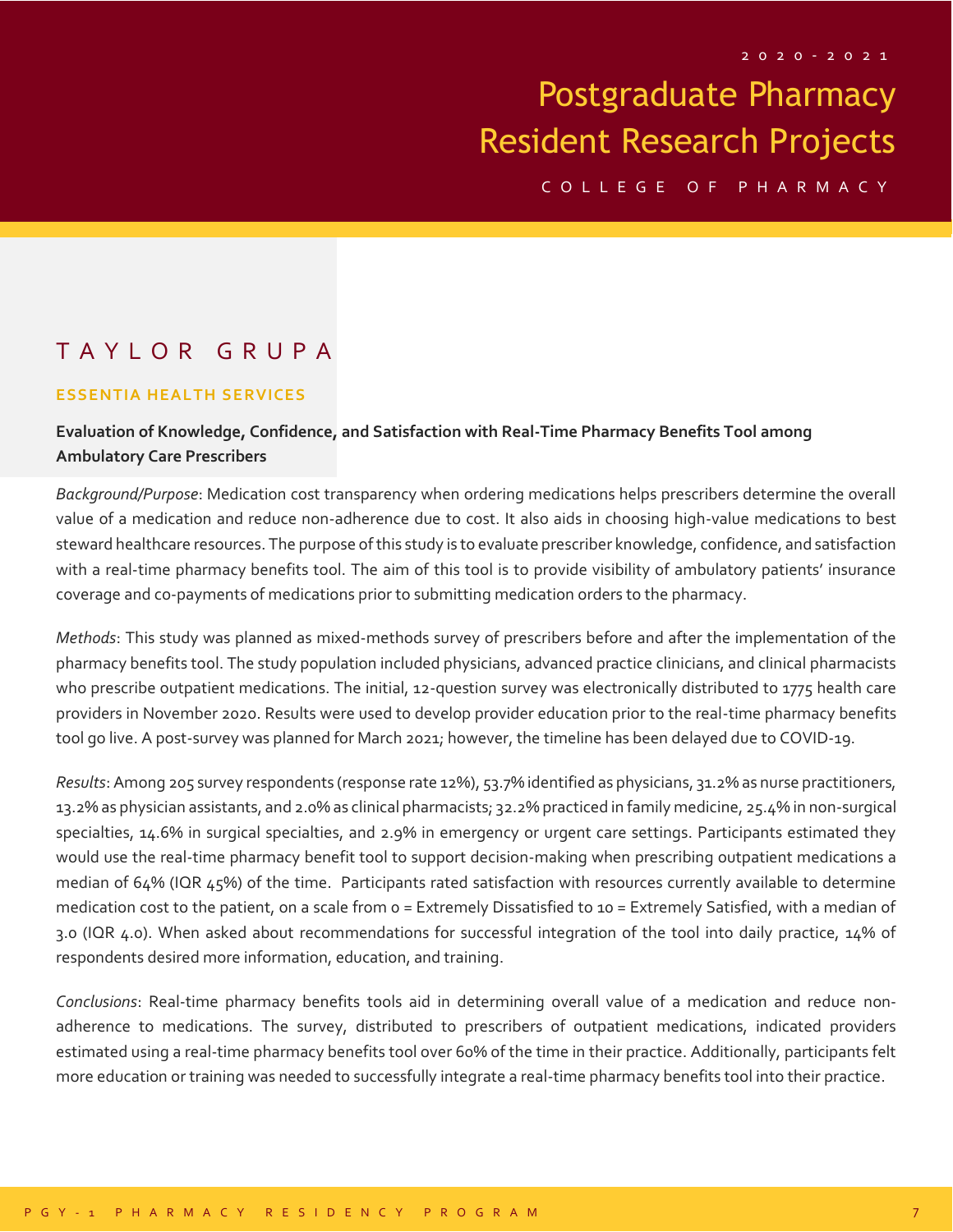## TAYLOR GRUPA

**ESSENTIA HEALTH SERVICES**

**Evaluation of Knowledge, Confidence, and Satisfaction with Real-Time Pharmacy Benefits Tool among Ambulatory Care Prescribers**

*Background/Purpose*: Medication cost transparency when ordering medications helps prescribers determine the overall value of a medication and reduce non-adherence due to cost. It also aids in choosing high-value medications to best steward healthcare resources. The purpose of this study is to evaluate prescriber knowledge, confidence, and satisfaction with a real-time pharmacy benefits tool. The aim of this tool is to provide visibility of ambulatory patients' insurance coverage and co-payments of medications prior to submitting medication orders to the pharmacy.

*Methods*: This study was planned as mixed-methods survey of prescribers before and after the implementation of the pharmacy benefits tool. The study population included physicians, advanced practice clinicians, and clinical pharmacists who prescribe outpatient medications. The initial, 12-question survey was electronically distributed to 1775 health care providers in November 2020. Results were used to develop provider education prior to the real-time pharmacy benefits tool go live. A post-survey was planned for March 2021; however, the timeline has been delayed due to COVID-19.

*Results*: Among 205 survey respondents (response rate 12%), 53.7% identified as physicians, 31.2% as nurse practitioners, 13.2% as physician assistants, and 2.0% as clinical pharmacists; 32.2% practiced in family medicine, 25.4% in non-surgical specialties, 14.6% in surgical specialties, and 2.9% in emergency or urgent care settings. Participants estimated they would use the real-time pharmacy benefit tool to support decision-making when prescribing outpatient medications a median of 64% (IQR 45%) of the time. Participants rated satisfaction with resources currently available to determine medication cost to the patient, on a scale from 0 = Extremely Dissatisfied to 10 = Extremely Satisfied, with a median of 3.0 (IQR 4.0). When asked about recommendations for successful integration of the tool into daily practice, 14% of respondents desired more information, education, and training.

*Conclusions*: Real-time pharmacy benefits tools aid in determining overall value of a medication and reduce non-adherence to medications. The survey, distributed to prescribers of outpatient medications, indicated providers estimated using a real-time pharmacy benefits tool over 60% of the time in their practice. Additionally, participants felt more education or training was needed to successfully integrate a real-time pharmacy benefits tool into their practice.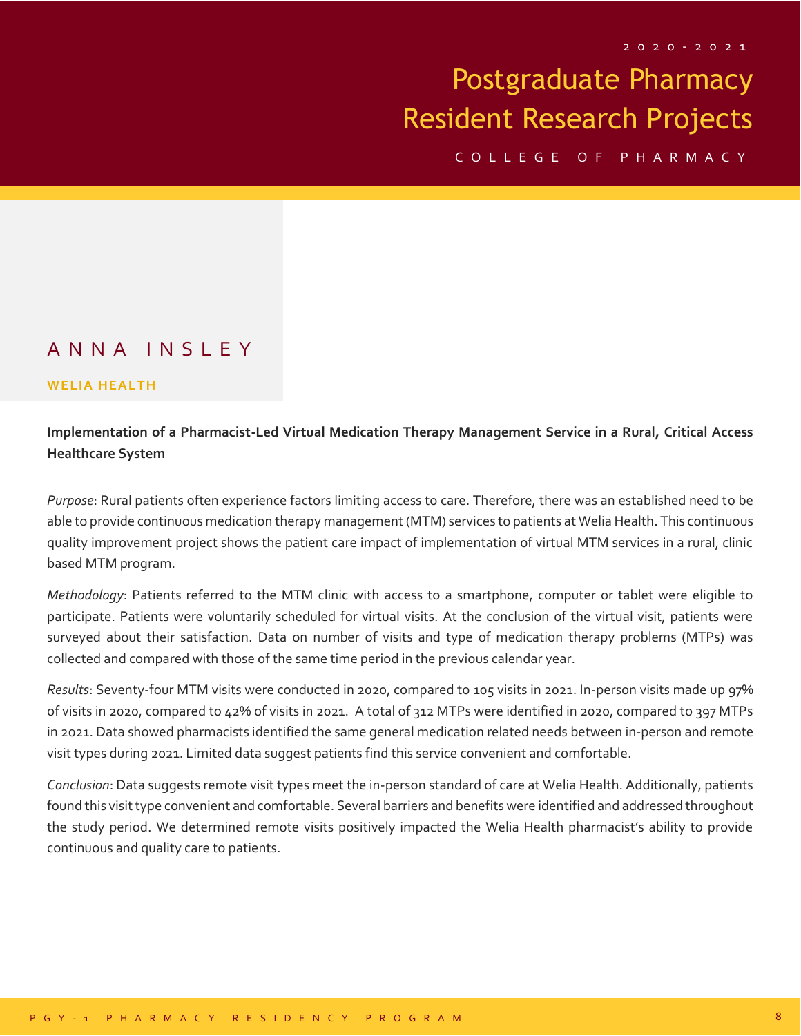## ANNA INSLEY

**WELIA HEALTH**

**Implementation of a Pharmacist-Led Virtual Medication Therapy Management Service in a Rural, Critical Access Healthcare System**

*Purpose*: Rural patients often experience factors limiting access to care. Therefore, there was an established need to be able to provide continuous medication therapy management (MTM) services to patients at Welia Health. This continuous quality improvement project shows the patient care impact of implementation of virtual MTM services in a rural, clinic based MTM program.

*Methodology*: Patients referred to the MTM clinic with access to a smartphone, computer or tablet were eligible to participate. Patients were voluntarily scheduled for virtual visits. At the conclusion of the virtual visit, patients were surveyed about their satisfaction. Data on number of visits and type of medication therapy problems (MTPs) was collected and compared with those of the same time period in the previous calendar year.

*Results*: Seventy-four MTM visits were conducted in 2020, compared to 105 visits in 2021. In-person visits made up 97% of visits in 2020, compared to 42% of visits in 2021. A total of 312 MTPs were identified in 2020, compared to 397 MTPs in 2021. Data showed pharmacists identified the same general medication related needs between in-person and remote visit types during 2021. Limited data suggest patients find this service convenient and comfortable.

*Conclusion*: Data suggests remote visit types meet the in-person standard of care at Welia Health. Additionally, patients found this visit type convenient and comfortable. Several barriers and benefits were identified and addressed throughout the study period. We determined remote visits positively impacted the Welia Health pharmacist's ability to provide continuous and quality care to patients.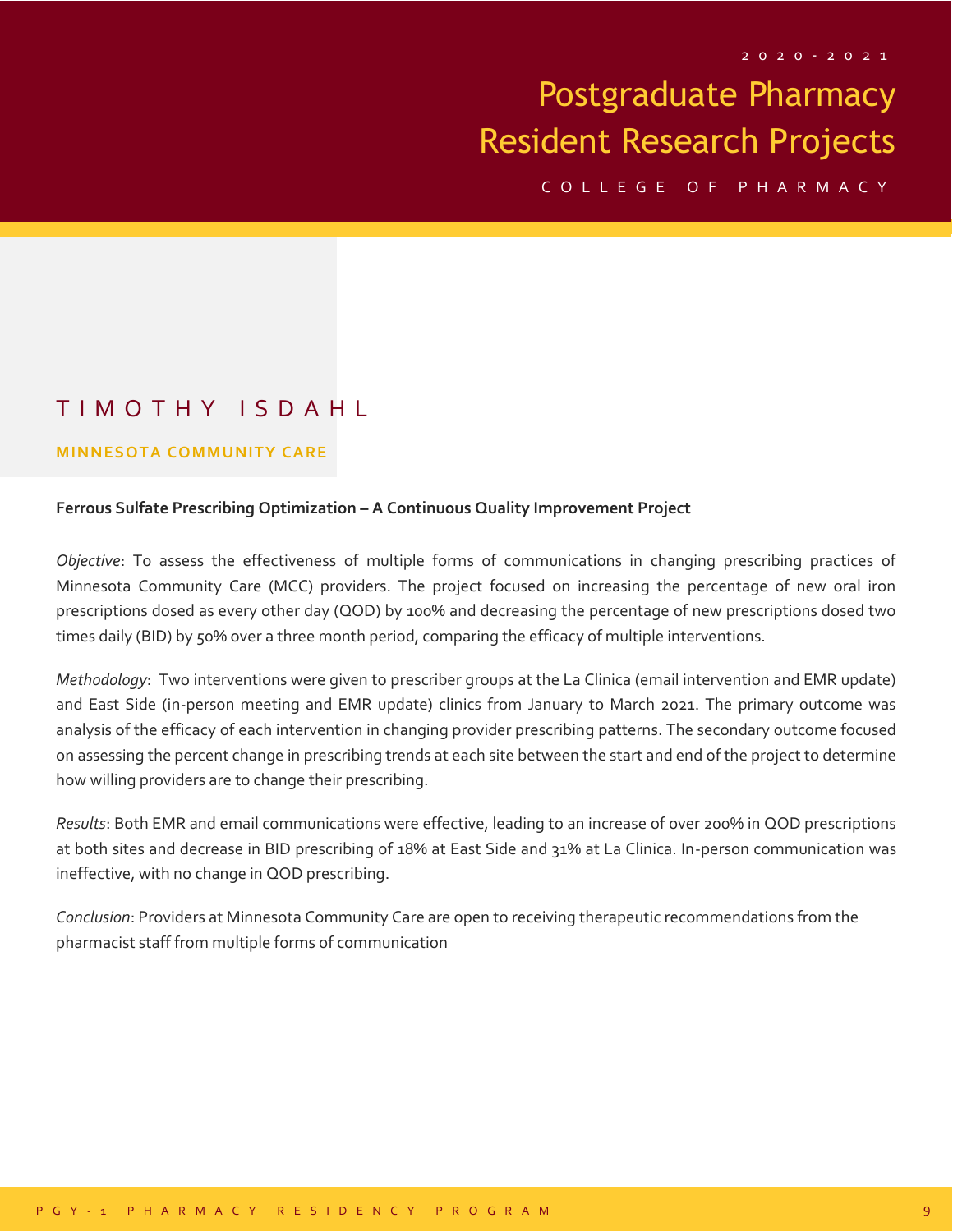# TIMOTHY ISDAHL

**MINNESOTA COMMUNITY CARE**

**Ferrous Sulfate Prescribing Optimization – A Continuous Quality Improvement Project**

*Objective*: To assess the effectiveness of multiple forms of communications in changing prescribing practices of Minnesota Community Care (MCC) providers. The project focused on increasing the percentage of new oral iron prescriptions dosed as every other day (QOD) by 100% and decreasing the percentage of new prescriptions dosed two times daily (BID) by 50% over a three month period, comparing the efficacy of multiple interventions.

*Methodology*: Two interventions were given to prescriber groups at the La Clinica (email intervention and EMR update) and East Side (in-person meeting and EMR update) clinics from January to March 2021. The primary outcome was analysis of the efficacy of each intervention in changing provider prescribing patterns. The secondary outcome focused on assessing the percent change in prescribing trends at each site between the start and end of the project to determine how willing providers are to change their prescribing.

*Results*: Both EMR and email communications were effective, leading to an increase of over 200% in QOD prescriptions at both sites and decrease in BID prescribing of 18% at East Side and 31% at La Clinica. In-person communication was ineffective, with no change in QOD prescribing.

*Conclusion*: Providers at Minnesota Community Care are open to receiving therapeutic recommendations from the pharmacist staff from multiple forms of communication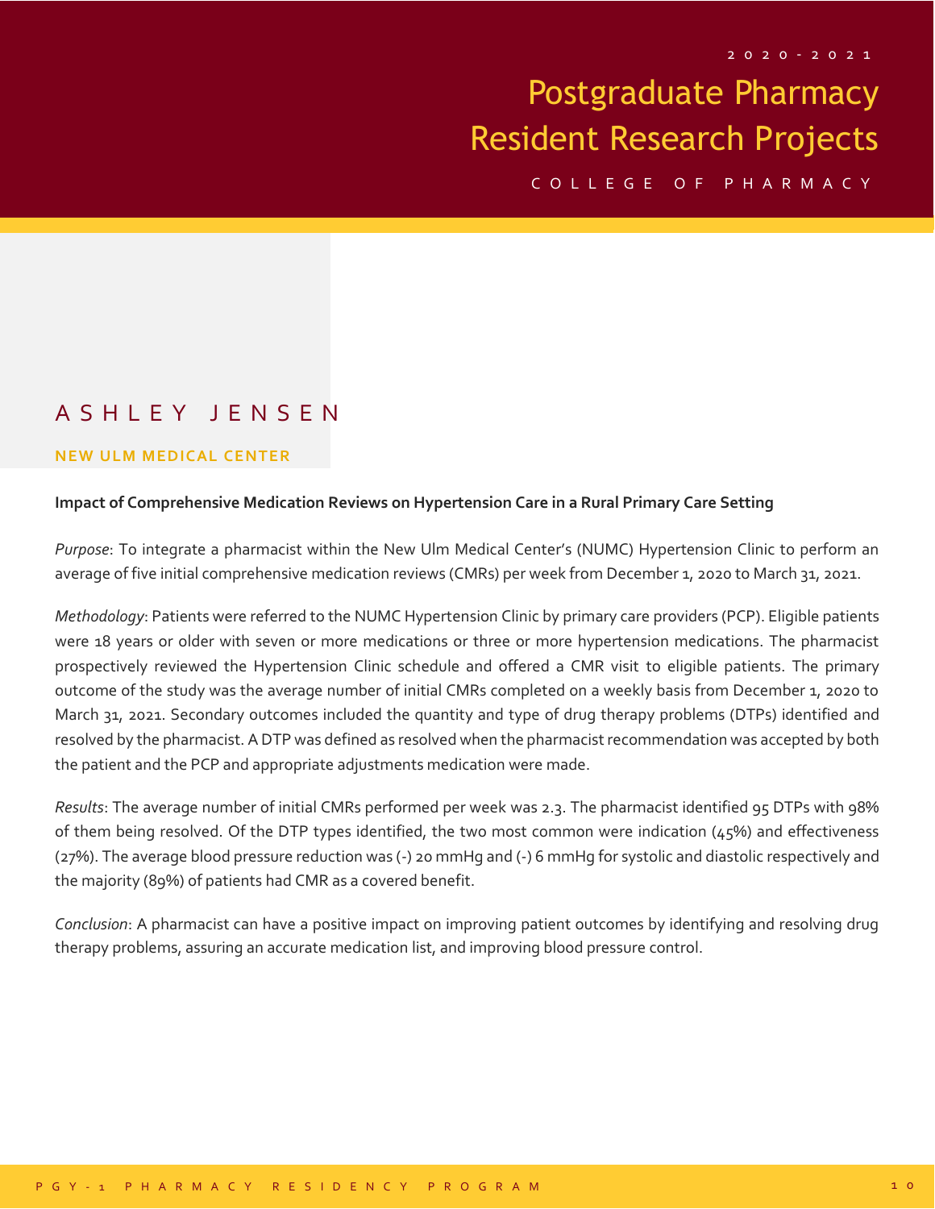# Postgraduate Pharmacy Resident Research Projects

## ASHLEY JENSEN

**NEW ULM MEDICAL CENTER**

**Impact of Comprehensive Medication Reviews on Hypertension Care in a Rural Primary Care Setting**

*Purpose*: To integrate a pharmacist within the New Ulm Medical Center's (NUMC) Hypertension Clinic to perform an average of five initial comprehensive medication reviews (CMRs) per week from December 1, 2020 to March 31, 2021.

*Methodology*: Patients were referred to the NUMC Hypertension Clinic by primary care providers (PCP). Eligible patients were 18 years or older with seven or more medications or three or more hypertension medications. The pharmacist prospectively reviewed the Hypertension Clinic schedule and offered a CMR visit to eligible patients. The primary outcome of the study was the average number of initial CMRs completed on a weekly basis from December 1, 2020 to March 31, 2021. Secondary outcomes included the quantity and type of drug therapy problems (DTPs) identified and resolved by the pharmacist. A DTP was defined as resolved when the pharmacist recommendation was accepted by both the patient and the PCP and appropriate adjustments medication were made.

*Results*: The average number of initial CMRs performed per week was 2.3. The pharmacist identified 95 DTPs with 98% of them being resolved. Of the DTP types identified, the two most common were indication (45%) and effectiveness (27%). The average blood pressure reduction was (-) 20 mmHg and (-) 6 mmHg for systolic and diastolic respectively and the majority (89%) of patients had CMR as a covered benefit.

*Conclusion*: A pharmacist can have a positive impact on improving patient outcomes by identifying and resolving drug therapy problems, assuring an accurate medication list, and improving blood pressure control.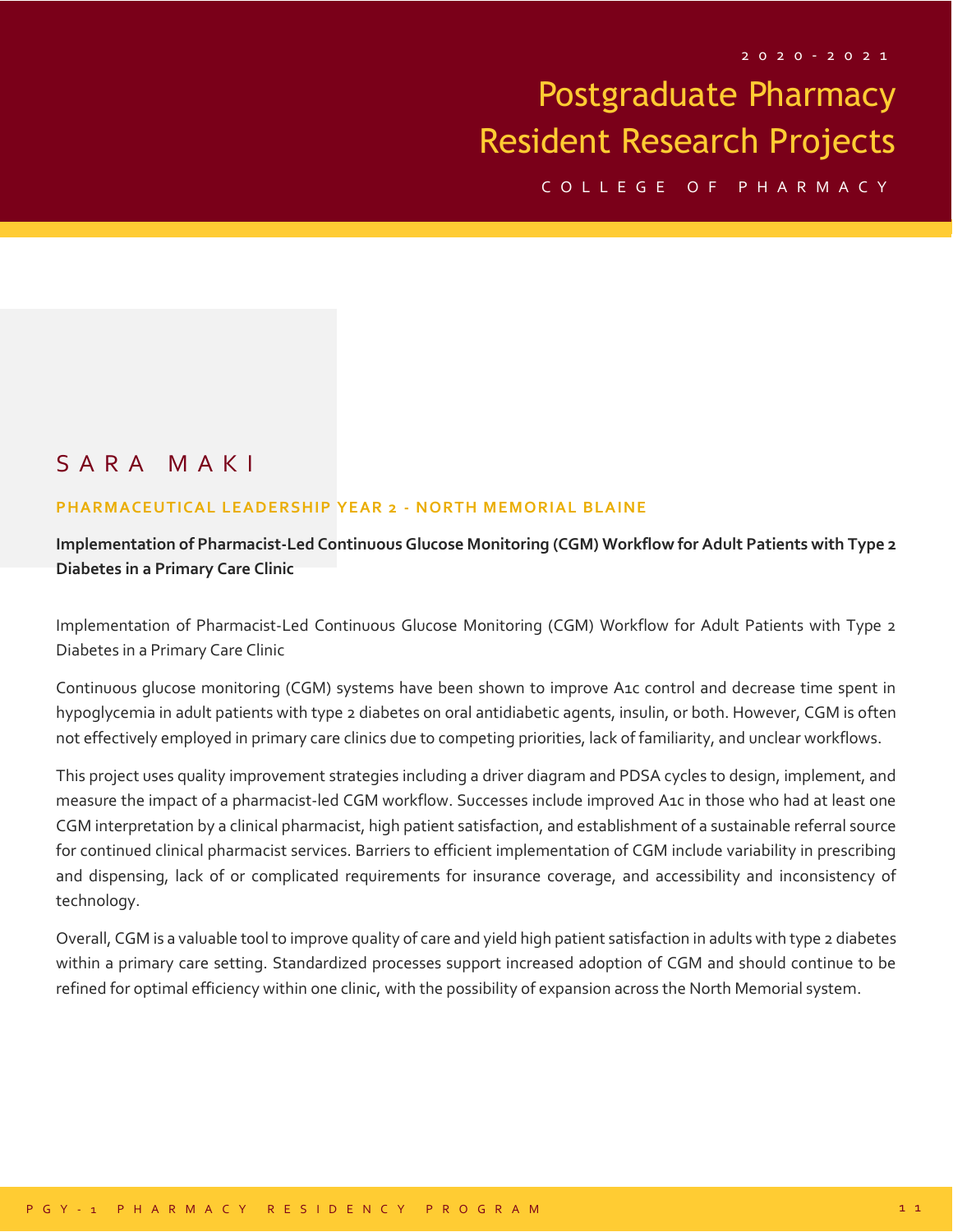## SARA MAKI

**PHARMACEUTICAL LEADERSHIP YEAR 2 - NORTH MEMORIAL BLAINE**

**Implementation of Pharmacist-Led Continuous Glucose Monitoring (CGM) Workflow for Adult Patients with Type 2 Diabetes in a Primary Care Clinic**

Implementation of Pharmacist-Led Continuous Glucose Monitoring (CGM) Workflow for Adult Patients with Type 2 Diabetes in a Primary Care Clinic

Continuous glucose monitoring (CGM) systems have been shown to improve A1c control and decrease time spent in hypoglycemia in adult patients with type 2 diabetes on oral antidiabetic agents, insulin, or both. However, CGM is often not effectively employed in primary care clinics due to competing priorities, lack of familiarity, and unclear workflows.

This project uses quality improvement strategies including a driver diagram and PDSA cycles to design, implement, and measure the impact of a pharmacist-led CGM workflow. Successes include improved A1c in those who had at least one CGM interpretation by a clinical pharmacist, high patient satisfaction, and establishment of a sustainable referral source for continued clinical pharmacist services. Barriers to efficient implementation of CGM include variability in prescribing and dispensing, lack of or complicated requirements for insurance coverage, and accessibility and inconsistency of technology.

Overall, CGM is a valuable tool to improve quality of care and yield high patient satisfaction in adults with type 2 diabetes within a primary care setting. Standardized processes support increased adoption of CGM and should continue to be refined for optimal efficiency within one clinic, with the possibility of expansion across the North Memorial system.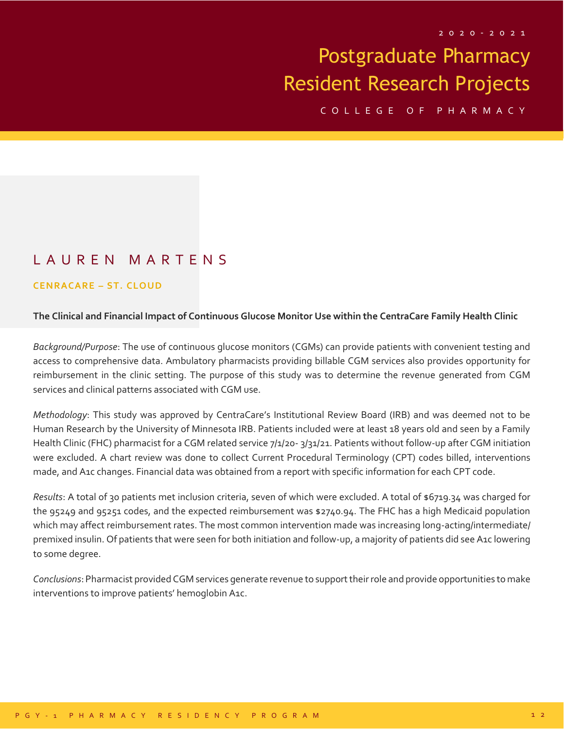# LAUREN MARTENS

**CENRACARE – ST. CLOUD**

**The Clinical and Financial Impact of Continuous Glucose Monitor Use within the CentraCare Family Health Clinic**

*Background/Purpose*: The use of continuous glucose monitors (CGMs) can provide patients with convenient testing and access to comprehensive data. Ambulatory pharmacists providing billable CGM services also provides opportunity for reimbursement in the clinic setting. The purpose of this study was to determine the revenue generated from CGM services and clinical patterns associated with CGM use.

*Methodology*: This study was approved by CentraCare's Institutional Review Board (IRB) and was deemed not to be Human Research by the University of Minnesota IRB. Patients included were at least 18 years old and seen by a Family Health Clinic (FHC) pharmacist for a CGM related service 7/1/20- 3/31/21. Patients without follow-up after CGM initiation were excluded. A chart review was done to collect Current Procedural Terminology (CPT) codes billed, interventions made, and A1c changes. Financial data was obtained from a report with specific information for each CPT code.

*Results*: A total of 30 patients met inclusion criteria, seven of which were excluded. A total of $6719.34 was charged for the 95249 and 95251 codes, and the expected reimbursement was $2740.94. The FHC has a high Medicaid population which may affect reimbursement rates. The most common intervention made was increasing long-acting/intermediate/ premixed insulin. Of patients that were seen for both initiation and follow-up, a majority of patients did see A1c lowering to some degree.

*Conclusions*: Pharmacist provided CGM services generate revenue to support their role and provide opportunities to make interventions to improve patients' hemoglobin A1c.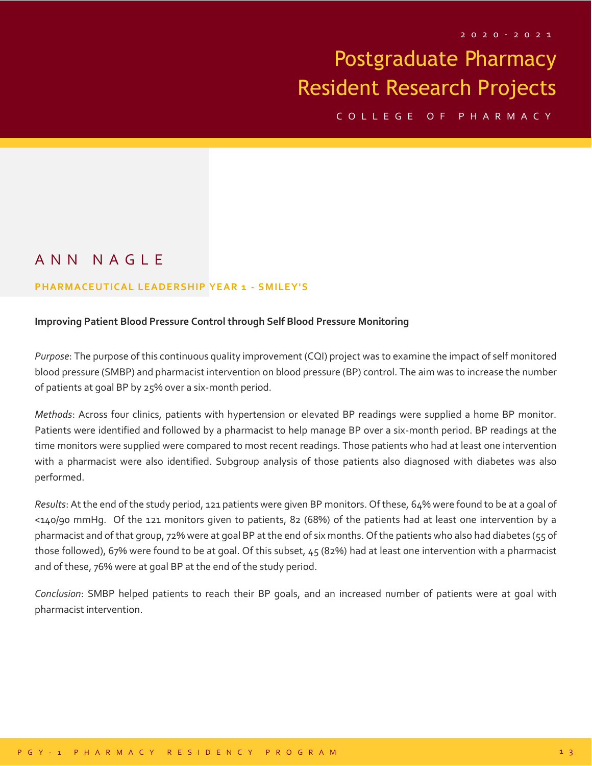# ANN NAGLE

**PHARMACEUTICAL LEADERSHIP YEAR 1 - SMILEY'S**

**Improving Patient Blood Pressure Control through Self Blood Pressure Monitoring**

*Purpose*: The purpose of this continuous quality improvement (CQI) project was to examine the impact of self monitored blood pressure (SMBP) and pharmacist intervention on blood pressure (BP) control. The aim was to increase the number of patients at goal BP by 25% over a six-month period.

*Methods*: Across four clinics, patients with hypertension or elevated BP readings were supplied a home BP monitor. Patients were identified and followed by a pharmacist to help manage BP over a six-month period. BP readings at the time monitors were supplied were compared to most recent readings. Those patients who had at least one intervention with a pharmacist were also identified. Subgroup analysis of those patients also diagnosed with diabetes was also performed.

*Results*: At the end of the study period, 121 patients were given BP monitors. Of these, 64% were found to be at a goal of <140/90 mmHg. Of the 121 monitors given to patients, 82 (68%) of the patients had at least one intervention by a pharmacist and of that group, 72% were at goal BP at the end of six months. Of the patients who also had diabetes (55 of those followed), 67% were found to be at goal. Of this subset, 45 (82%) had at least one intervention with a pharmacist and of these, 76% were at goal BP at the end of the study period.

*Conclusion*: SMBP helped patients to reach their BP goals, and an increased number of patients were at goal with pharmacist intervention.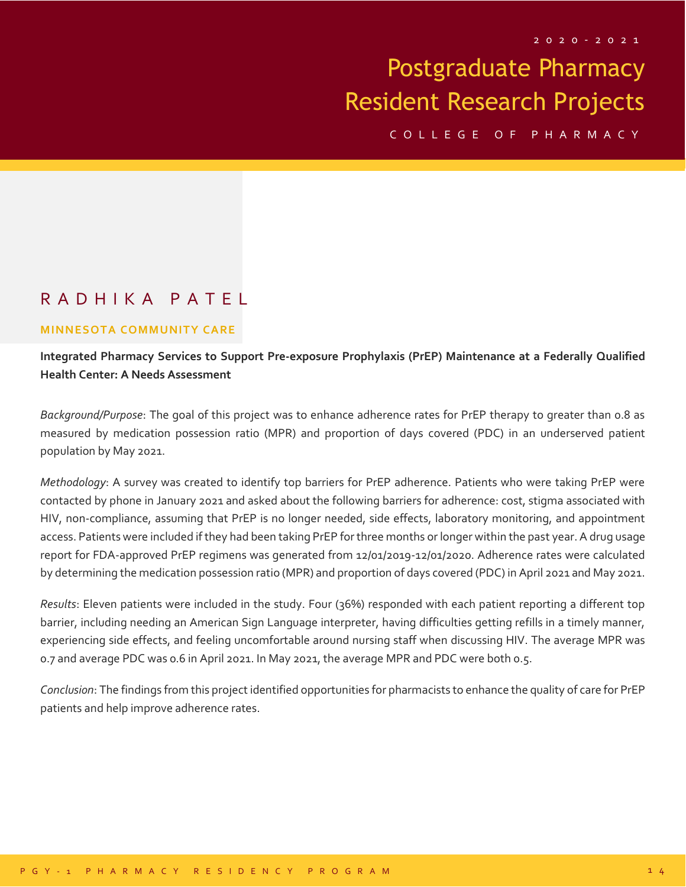## RADHIKA PATEL

**MINNESOTA COMMUNITY CARE**

**Integrated Pharmacy Services to Support Pre-exposure Prophylaxis (PrEP) Maintenance at a Federally Qualified Health Center: A Needs Assessment**

*Background/Purpose*: The goal of this project was to enhance adherence rates for PrEP therapy to greater than 0.8 as measured by medication possession ratio (MPR) and proportion of days covered (PDC) in an underserved patient population by May 2021.

*Methodology*: A survey was created to identify top barriers for PrEP adherence. Patients who were taking PrEP were contacted by phone in January 2021 and asked about the following barriers for adherence: cost, stigma associated with HIV, non-compliance, assuming that PrEP is no longer needed, side effects, laboratory monitoring, and appointment access. Patients were included if they had been taking PrEP for three months or longer within the past year. A drug usage report for FDA-approved PrEP regimens was generated from 12/01/2019-12/01/2020. Adherence rates were calculated by determining the medication possession ratio (MPR) and proportion of days covered (PDC) in April 2021 and May 2021.

*Results*: Eleven patients were included in the study. Four (36%) responded with each patient reporting a different top barrier, including needing an American Sign Language interpreter, having difficulties getting refills in a timely manner, experiencing side effects, and feeling uncomfortable around nursing staff when discussing HIV. The average MPR was 0.7 and average PDC was 0.6 in April 2021. In May 2021, the average MPR and PDC were both 0.5.

*Conclusion*: The findings from this project identified opportunities for pharmacists to enhance the quality of care for PrEP patients and help improve adherence rates.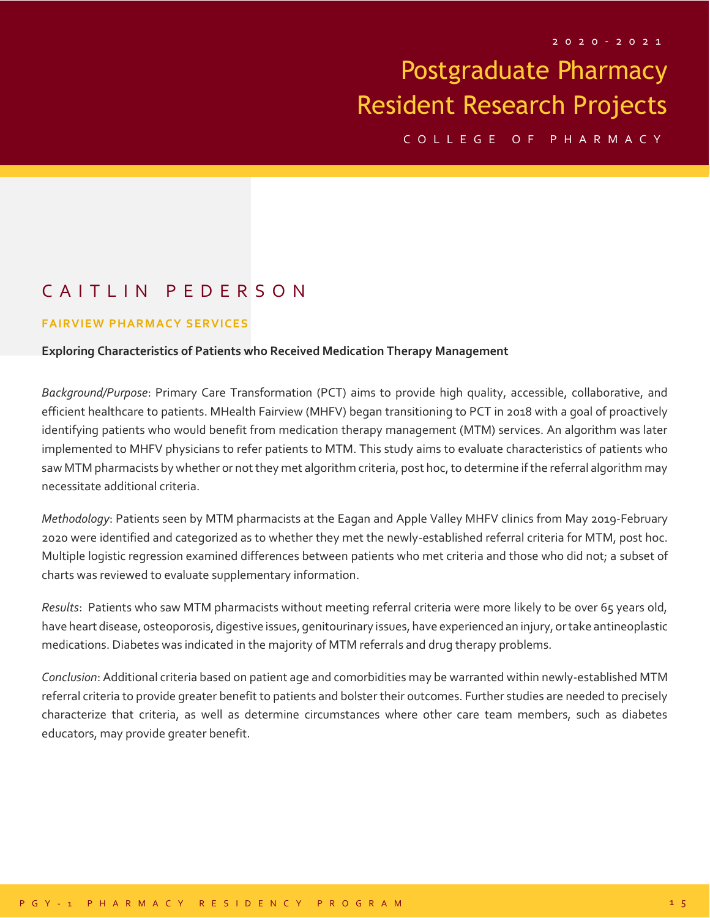# CAITLIN PEDERSON

### FAIRVIEW PHARMACY SERVICES

**Exploring Characteristics of Patients who Received Medication Therapy Management**

*Background/Purpose*: Primary Care Transformation (PCT) aims to provide high quality, accessible, collaborative, and efficient healthcare to patients. MHealth Fairview (MHFV) began transitioning to PCT in 2018 with a goal of proactively identifying patients who would benefit from medication therapy management (MTM) services. An algorithm was later implemented to MHFV physicians to refer patients to MTM. This study aims to evaluate characteristics of patients who saw MTM pharmacists by whether or not they met algorithm criteria, post hoc, to determine if the referral algorithm may necessitate additional criteria.

*Methodology*: Patients seen by MTM pharmacists at the Eagan and Apple Valley MHFV clinics from May 2019-February 2020 were identified and categorized as to whether they met the newly-established referral criteria for MTM, post hoc. Multiple logistic regression examined differences between patients who met criteria and those who did not; a subset of charts was reviewed to evaluate supplementary information.

*Results*: Patients who saw MTM pharmacists without meeting referral criteria were more likely to be over 65 years old, have heart disease, osteoporosis, digestive issues, genitourinary issues, have experienced an injury, or take antineoplastic medications. Diabetes was indicated in the majority of MTM referrals and drug therapy problems.

*Conclusion*: Additional criteria based on patient age and comorbidities may be warranted within newly-established MTM referral criteria to provide greater benefit to patients and bolster their outcomes. Further studies are needed to precisely characterize that criteria, as well as determine circumstances where other care team members, such as diabetes educators, may provide greater benefit.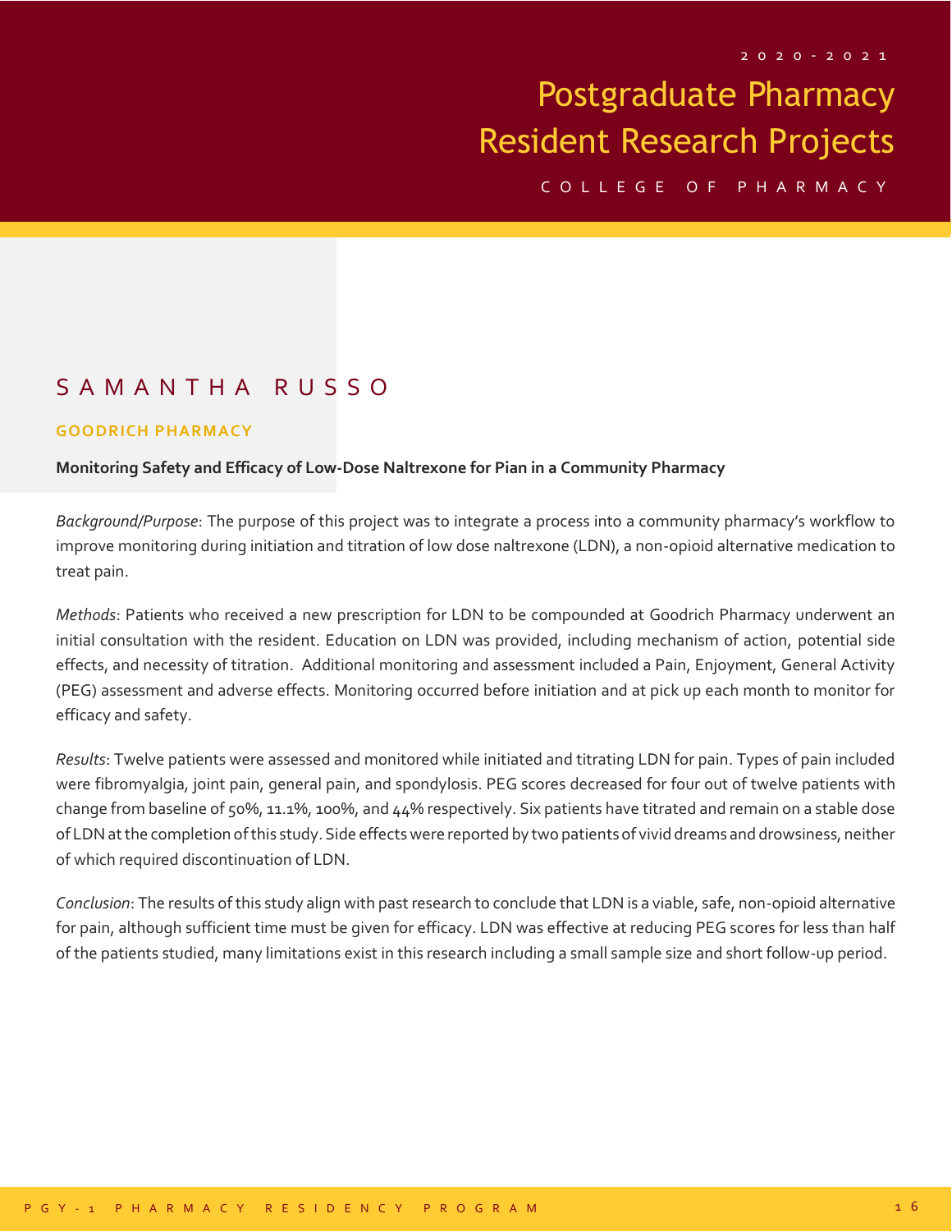## SAMANTHA RUSSO

**GOODRICH PHARMACY**

**Monitoring Safety and Efficacy of Low-Dose Naltrexone for Pian in a Community Pharmacy**

*Background/Purpose*: The purpose of this project was to integrate a process into a community pharmacy's workflow to improve monitoring during initiation and titration of low dose naltrexone (LDN), a non-opioid alternative medication to treat pain.

*Methods*: Patients who received a new prescription for LDN to be compounded at Goodrich Pharmacy underwent an initial consultation with the resident. Education on LDN was provided, including mechanism of action, potential side effects, and necessity of titration. Additional monitoring and assessment included a Pain, Enjoyment, General Activity (PEG) assessment and adverse effects. Monitoring occurred before initiation and at pick up each month to monitor for efficacy and safety.

*Results*: Twelve patients were assessed and monitored while initiated and titrating LDN for pain. Types of pain included were fibromyalgia, joint pain, general pain, and spondylosis. PEG scores decreased for four out of twelve patients with change from baseline of 50%, 11.1%, 100%, and 44% respectively. Six patients have titrated and remain on a stable dose of LDN at the completion of this study. Side effects were reported by two patients of vivid dreams and drowsiness, neither of which required discontinuation of LDN.

*Conclusion*: The results of this study align with past research to conclude that LDN is a viable, safe, non-opioid alternative for pain, although sufficient time must be given for efficacy. LDN was effective at reducing PEG scores for less than half of the patients studied, many limitations exist in this research including a small sample size and short follow-up period.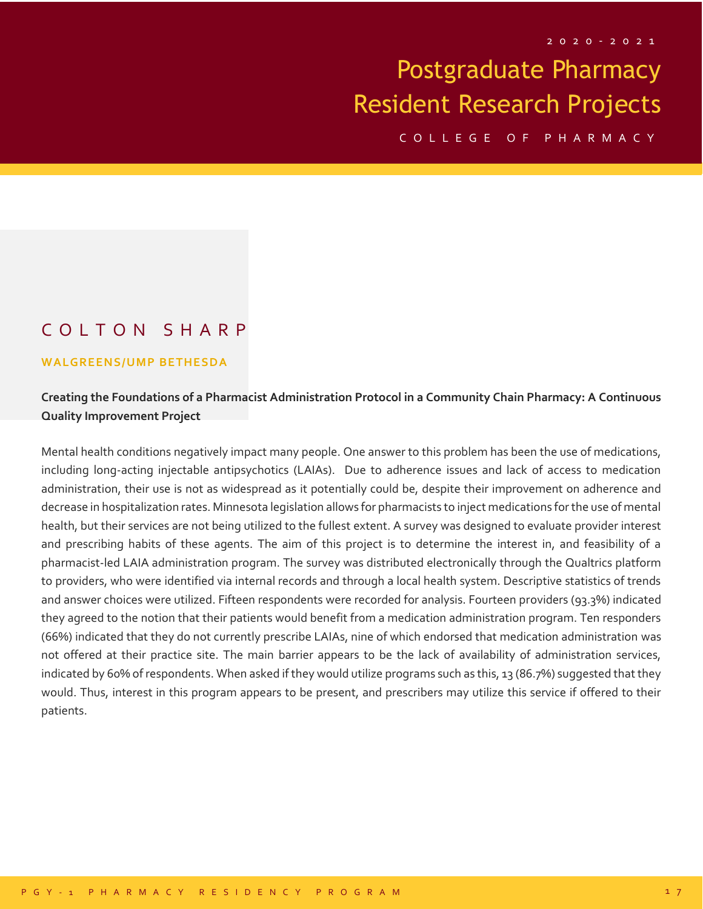# Postgraduate Pharmacy Resident Research Projects

2020-2021

COLLEGE OF PHARMACY

## COLTON SHARP

**WALGREENS/UMP BETHESDA**

**Creating the Foundations of a Pharmacist Administration Protocol in a Community Chain Pharmacy: A Continuous Quality Improvement Project**

Mental health conditions negatively impact many people. One answer to this problem has been the use of medications, including long-acting injectable antipsychotics (LAIAs).  Due to adherence issues and lack of access to medication administration, their use is not as widespread as it potentially could be, despite their improvement on adherence and decrease in hospitalization rates. Minnesota legislation allows for pharmacists to inject medications for the use of mental health, but their services are not being utilized to the fullest extent. A survey was designed to evaluate provider interest and prescribing habits of these agents. The aim of this project is to determine the interest in, and feasibility of a pharmacist-led LAIA administration program. The survey was distributed electronically through the Qualtrics platform to providers, who were identified via internal records and through a local health system. Descriptive statistics of trends and answer choices were utilized. Fifteen respondents were recorded for analysis. Fourteen providers (93.3%) indicated they agreed to the notion that their patients would benefit from a medication administration program. Ten responders (66%) indicated that they do not currently prescribe LAIAs, nine of which endorsed that medication administration was not offered at their practice site. The main barrier appears to be the lack of availability of administration services, indicated by 60% of respondents. When asked if they would utilize programs such as this, 13 (86.7%) suggested that they would. Thus, interest in this program appears to be present, and prescribers may utilize this service if offered to their patients.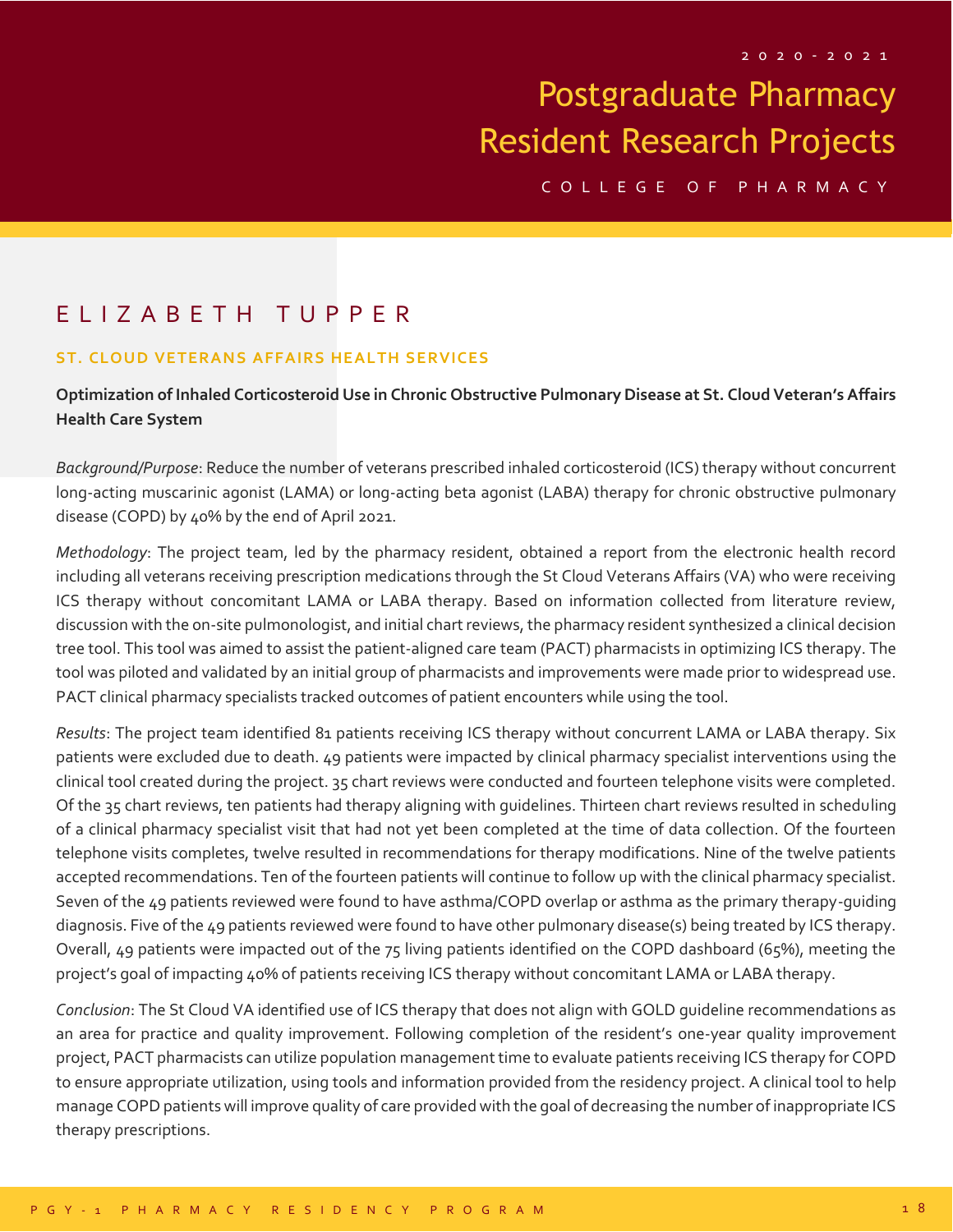# ELIZABETH TUPPER

**ST. CLOUD VETERANS AFFAIRS HEALTH SERVICES**

**Optimization of Inhaled Corticosteroid Use in Chronic Obstructive Pulmonary Disease at St. Cloud Veteran's Affairs Health Care System**

*Background/Purpose*: Reduce the number of veterans prescribed inhaled corticosteroid (ICS) therapy without concurrent long-acting muscarinic agonist (LAMA) or long-acting beta agonist (LABA) therapy for chronic obstructive pulmonary disease (COPD) by 40% by the end of April 2021.

*Methodology*: The project team, led by the pharmacy resident, obtained a report from the electronic health record including all veterans receiving prescription medications through the St Cloud Veterans Affairs (VA) who were receiving ICS therapy without concomitant LAMA or LABA therapy. Based on information collected from literature review, discussion with the on-site pulmonologist, and initial chart reviews, the pharmacy resident synthesized a clinical decision tree tool. This tool was aimed to assist the patient-aligned care team (PACT) pharmacists in optimizing ICS therapy. The tool was piloted and validated by an initial group of pharmacists and improvements were made prior to widespread use. PACT clinical pharmacy specialists tracked outcomes of patient encounters while using the tool.

*Results*: The project team identified 81 patients receiving ICS therapy without concurrent LAMA or LABA therapy. Six patients were excluded due to death. 49 patients were impacted by clinical pharmacy specialist interventions using the clinical tool created during the project. 35 chart reviews were conducted and fourteen telephone visits were completed. Of the 35 chart reviews, ten patients had therapy aligning with guidelines. Thirteen chart reviews resulted in scheduling of a clinical pharmacy specialist visit that had not yet been completed at the time of data collection. Of the fourteen telephone visits completes, twelve resulted in recommendations for therapy modifications. Nine of the twelve patients accepted recommendations. Ten of the fourteen patients will continue to follow up with the clinical pharmacy specialist. Seven of the 49 patients reviewed were found to have asthma/COPD overlap or asthma as the primary therapy-guiding diagnosis. Five of the 49 patients reviewed were found to have other pulmonary disease(s) being treated by ICS therapy. Overall, 49 patients were impacted out of the 75 living patients identified on the COPD dashboard (65%), meeting the project's goal of impacting 40% of patients receiving ICS therapy without concomitant LAMA or LABA therapy.

*Conclusion*: The St Cloud VA identified use of ICS therapy that does not align with GOLD guideline recommendations as an area for practice and quality improvement. Following completion of the resident's one-year quality improvement project, PACT pharmacists can utilize population management time to evaluate patients receiving ICS therapy for COPD to ensure appropriate utilization, using tools and information provided from the residency project. A clinical tool to help manage COPD patients will improve quality of care provided with the goal of decreasing the number of inappropriate ICS therapy prescriptions.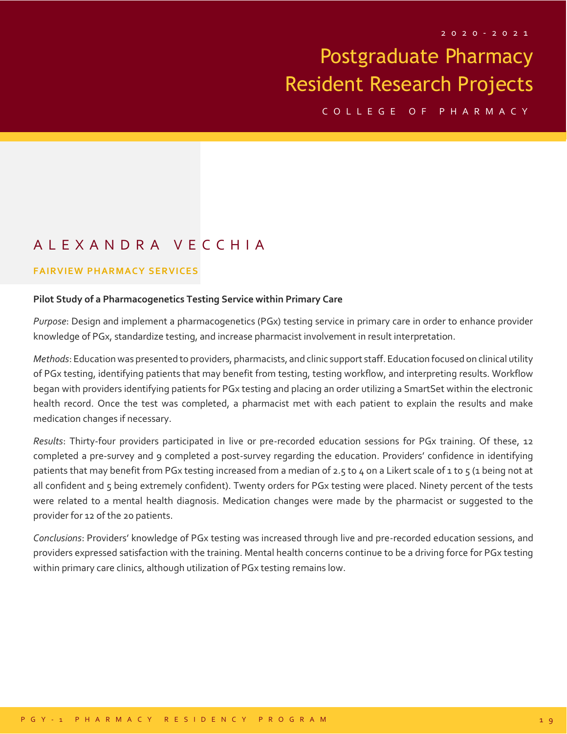# Postgraduate Pharmacy Resident Research Projects

2020-2021

COLLEGE OF PHARMACY

## ALEXANDRA VECCHIA

**FAIRVIEW PHARMACY SERVICES**

**Pilot Study of a Pharmacogenetics Testing Service within Primary Care**

*Purpose*: Design and implement a pharmacogenetics (PGx) testing service in primary care in order to enhance provider knowledge of PGx, standardize testing, and increase pharmacist involvement in result interpretation.

*Methods*: Education was presented to providers, pharmacists, and clinic support staff. Education focused on clinical utility of PGx testing, identifying patients that may benefit from testing, testing workflow, and interpreting results. Workflow began with providers identifying patients for PGx testing and placing an order utilizing a SmartSet within the electronic health record. Once the test was completed, a pharmacist met with each patient to explain the results and make medication changes if necessary.

*Results*: Thirty-four providers participated in live or pre-recorded education sessions for PGx training. Of these, 12 completed a pre-survey and 9 completed a post-survey regarding the education. Providers' confidence in identifying patients that may benefit from PGx testing increased from a median of 2.5 to 4 on a Likert scale of 1 to 5 (1 being not at all confident and 5 being extremely confident). Twenty orders for PGx testing were placed. Ninety percent of the tests were related to a mental health diagnosis. Medication changes were made by the pharmacist or suggested to the provider for 12 of the 20 patients.

*Conclusions*: Providers' knowledge of PGx testing was increased through live and pre-recorded education sessions, and providers expressed satisfaction with the training. Mental health concerns continue to be a driving force for PGx testing within primary care clinics, although utilization of PGx testing remains low.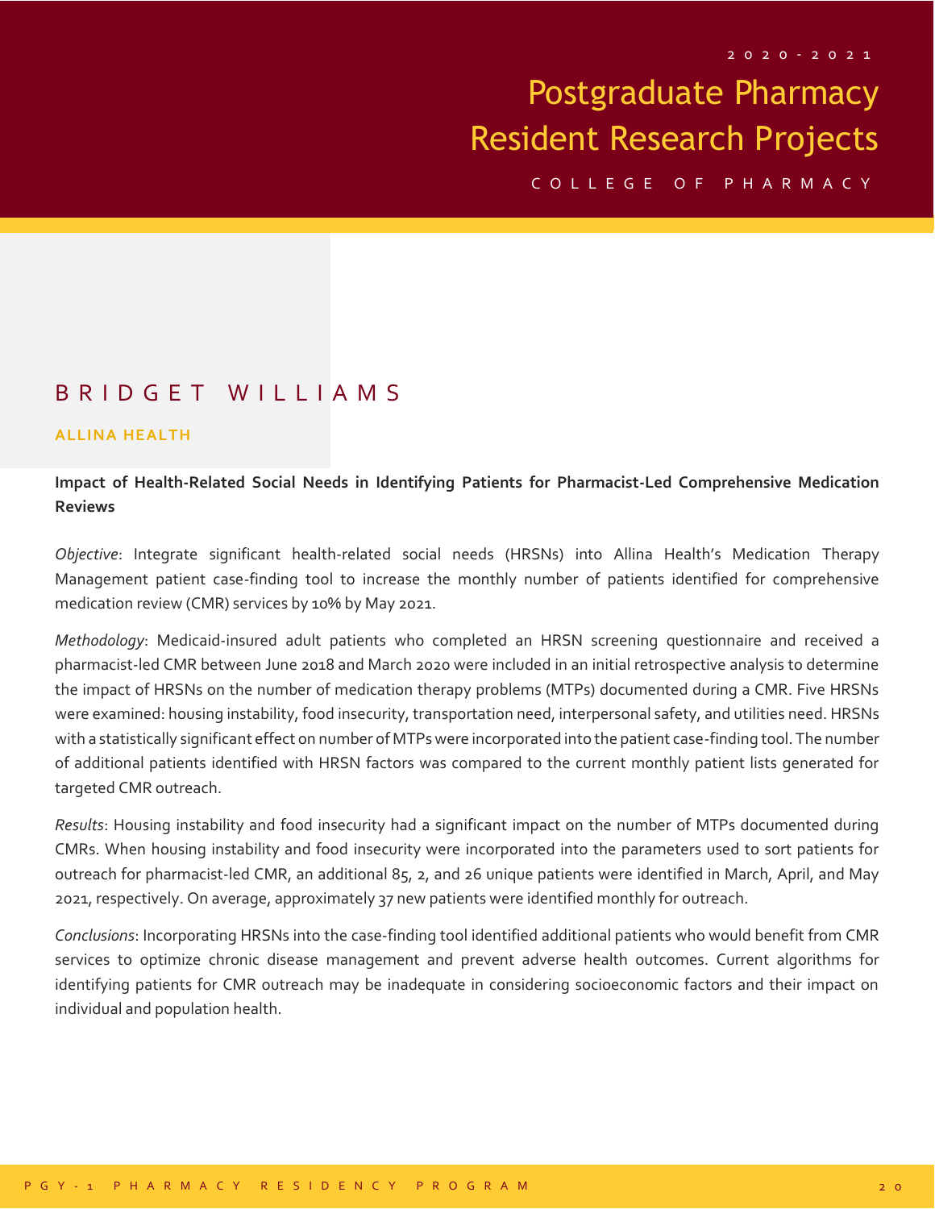# BRIDGET WILLIAMS

**ALLINA HEALTH**

**Impact of Health-Related Social Needs in Identifying Patients for Pharmacist-Led Comprehensive Medication Reviews**

*Objective*: Integrate significant health-related social needs (HRSNs) into Allina Health's Medication Therapy Management patient case-finding tool to increase the monthly number of patients identified for comprehensive medication review (CMR) services by 10% by May 2021.

*Methodology*: Medicaid-insured adult patients who completed an HRSN screening questionnaire and received a pharmacist-led CMR between June 2018 and March 2020 were included in an initial retrospective analysis to determine the impact of HRSNs on the number of medication therapy problems (MTPs) documented during a CMR. Five HRSNs were examined: housing instability, food insecurity, transportation need, interpersonal safety, and utilities need. HRSNs with a statistically significant effect on number of MTPs were incorporated into the patient case-finding tool. The number of additional patients identified with HRSN factors was compared to the current monthly patient lists generated for targeted CMR outreach.

*Results*: Housing instability and food insecurity had a significant impact on the number of MTPs documented during CMRs. When housing instability and food insecurity were incorporated into the parameters used to sort patients for outreach for pharmacist-led CMR, an additional 85, 2, and 26 unique patients were identified in March, April, and May 2021, respectively. On average, approximately 37 new patients were identified monthly for outreach.

*Conclusions*: Incorporating HRSNs into the case-finding tool identified additional patients who would benefit from CMR services to optimize chronic disease management and prevent adverse health outcomes. Current algorithms for identifying patients for CMR outreach may be inadequate in considering socioeconomic factors and their impact on individual and population health.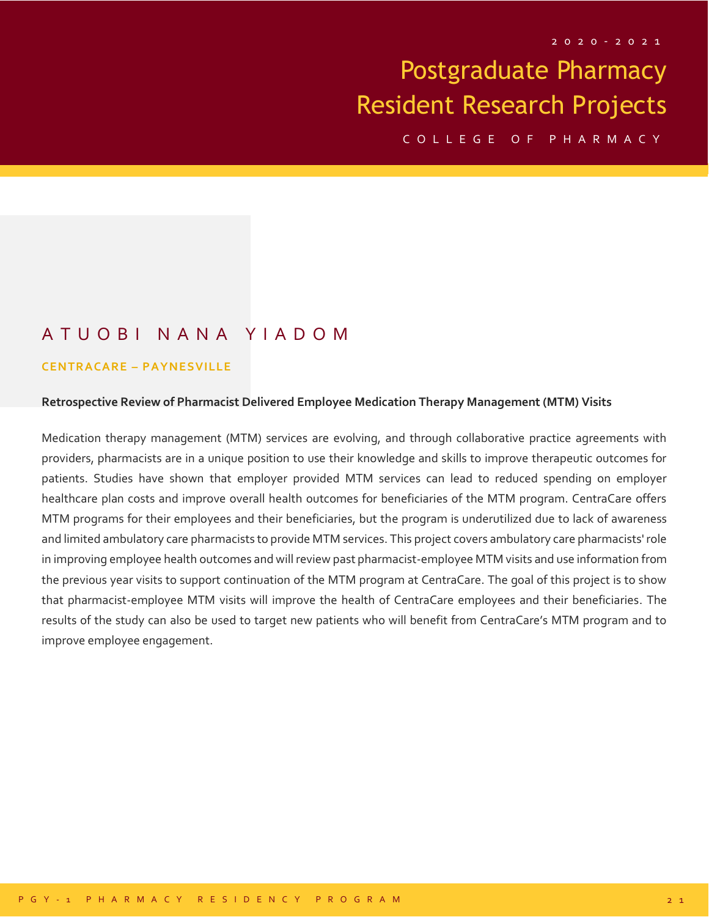2020-2021

# Postgraduate Pharmacy Resident Research Projects

COLLEGE OF PHARMACY

## ATUOBI NANA YIADOM

**CENTRACARE – PAYNESVILLE**

**Retrospective Review of Pharmacist Delivered Employee Medication Therapy Management (MTM) Visits**

Medication therapy management (MTM) services are evolving, and through collaborative practice agreements with providers, pharmacists are in a unique position to use their knowledge and skills to improve therapeutic outcomes for patients. Studies have shown that employer provided MTM services can lead to reduced spending on employer healthcare plan costs and improve overall health outcomes for beneficiaries of the MTM program. CentraCare offers MTM programs for their employees and their beneficiaries, but the program is underutilized due to lack of awareness and limited ambulatory care pharmacists to provide MTM services. This project covers ambulatory care pharmacists' role in improving employee health outcomes and will review past pharmacist-employee MTM visits and use information from the previous year visits to support continuation of the MTM program at CentraCare. The goal of this project is to show that pharmacist-employee MTM visits will improve the health of CentraCare employees and their beneficiaries. The results of the study can also be used to target new patients who will benefit from CentraCare's MTM program and to improve employee engagement.